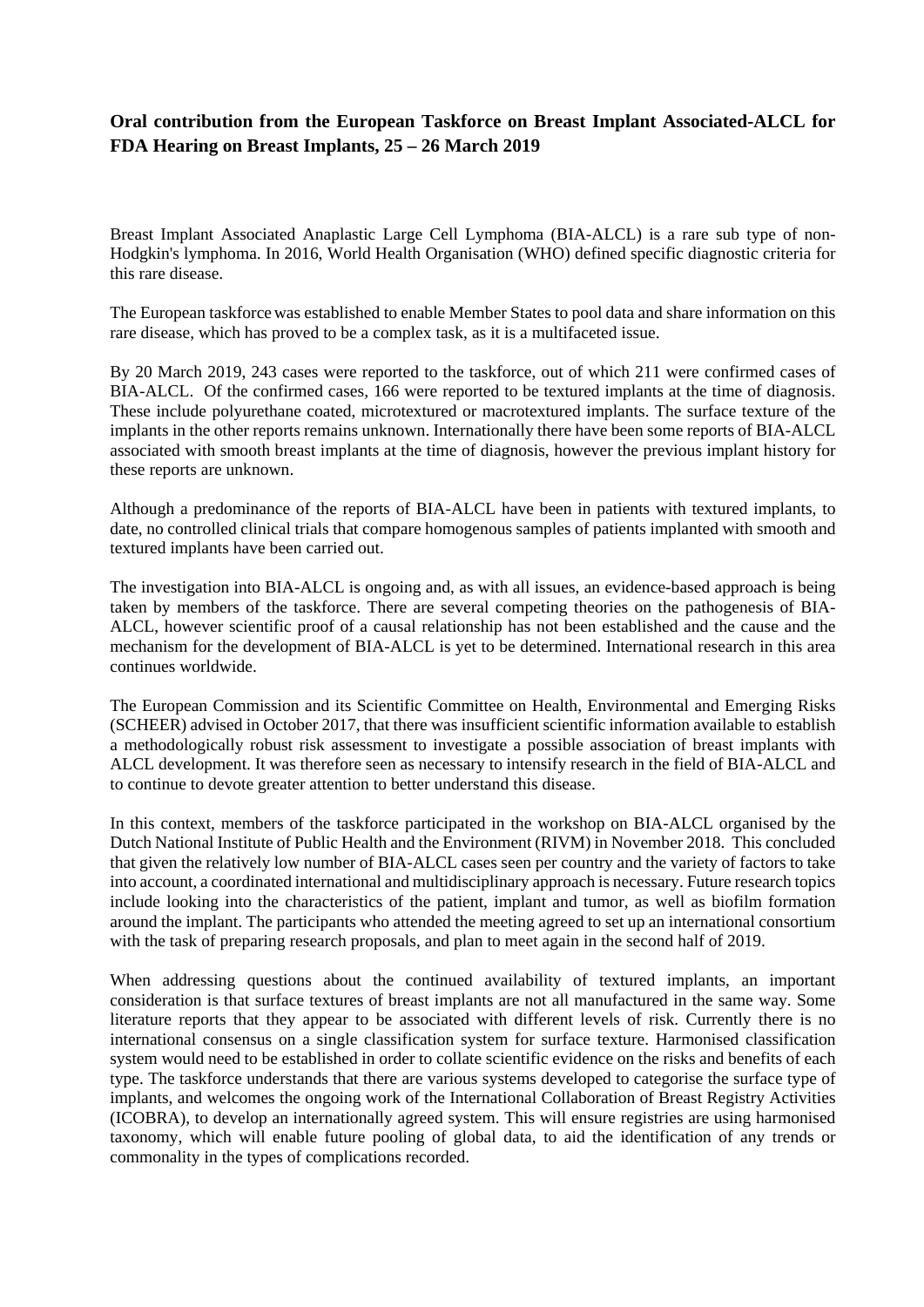**Oral contribution from the European Taskforce on Breast Implant Associated-ALCL for FDA Hearing on Breast Implants, 25 – 26 March 2019**

Breast Implant Associated Anaplastic Large Cell Lymphoma (BIA-ALCL) is a rare sub type of non-Hodgkin's lymphoma. In 2016, World Health Organisation (WHO) defined specific diagnostic criteria for this rare disease.

The European taskforce was established to enable Member States to pool data and share information on this rare disease, which has proved to be a complex task, as it is a multifaceted issue.

By 20 March 2019, 243 cases were reported to the taskforce, out of which 211 were confirmed cases of BIA-ALCL. Of the confirmed cases, 166 were reported to be textured implants at the time of diagnosis. These include polyurethane coated, microtextured or macrotextured implants. The surface texture of the implants in the other reports remains unknown. Internationally there have been some reports of BIA-ALCL associated with smooth breast implants at the time of diagnosis, however the previous implant history for these reports are unknown.

Although a predominance of the reports of BIA-ALCL have been in patients with textured implants, to date, no controlled clinical trials that compare homogenous samples of patients implanted with smooth and textured implants have been carried out.

The investigation into BIA-ALCL is ongoing and, as with all issues, an evidence-based approach is being taken by members of the taskforce. There are several competing theories on the pathogenesis of BIA-ALCL, however scientific proof of a causal relationship has not been established and the cause and the mechanism for the development of BIA-ALCL is yet to be determined. International research in this area continues worldwide.

The European Commission and its Scientific Committee on Health, Environmental and Emerging Risks (SCHEER) advised in October 2017, that there was insufficient scientific information available to establish a methodologically robust risk assessment to investigate a possible association of breast implants with ALCL development. It was therefore seen as necessary to intensify research in the field of BIA-ALCL and to continue to devote greater attention to better understand this disease.

In this context, members of the taskforce participated in the workshop on BIA-ALCL organised by the Dutch National Institute of Public Health and the Environment (RIVM) in November 2018. This concluded that given the relatively low number of BIA-ALCL cases seen per country and the variety of factors to take into account, a coordinated international and multidisciplinary approach is necessary. Future research topics include looking into the characteristics of the patient, implant and tumor, as well as biofilm formation around the implant. The participants who attended the meeting agreed to set up an international consortium with the task of preparing research proposals, and plan to meet again in the second half of 2019.

When addressing questions about the continued availability of textured implants, an important consideration is that surface textures of breast implants are not all manufactured in the same way. Some literature reports that they appear to be associated with different levels of risk. Currently there is no international consensus on a single classification system for surface texture. Harmonised classification system would need to be established in order to collate scientific evidence on the risks and benefits of each type. The taskforce understands that there are various systems developed to categorise the surface type of implants, and welcomes the ongoing work of the International Collaboration of Breast Registry Activities (ICOBRA), to develop an internationally agreed system. This will ensure registries are using harmonised taxonomy, which will enable future pooling of global data, to aid the identification of any trends or commonality in the types of complications recorded.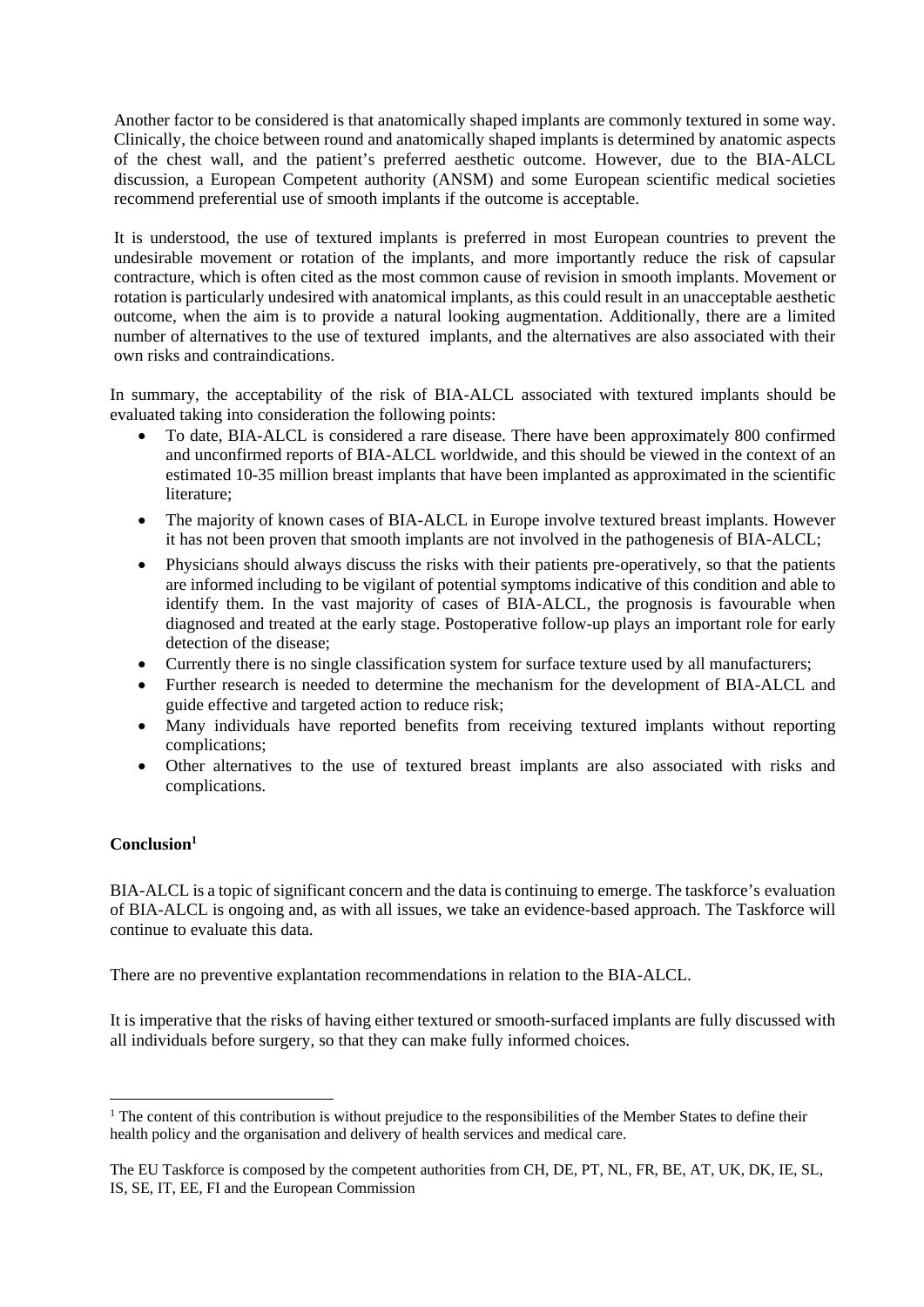Another factor to be considered is that anatomically shaped implants are commonly textured in some way. Clinically, the choice between round and anatomically shaped implants is determined by anatomic aspects of the chest wall, and the patient's preferred aesthetic outcome. However, due to the BIA-ALCL discussion, a European Competent authority (ANSM) and some European scientific medical societies recommend preferential use of smooth implants if the outcome is acceptable.

It is understood, the use of textured implants is preferred in most European countries to prevent the undesirable movement or rotation of the implants, and more importantly reduce the risk of capsular contracture, which is often cited as the most common cause of revision in smooth implants. Movement or rotation is particularly undesired with anatomical implants, as this could result in an unacceptable aesthetic outcome, when the aim is to provide a natural looking augmentation. Additionally, there are a limited number of alternatives to the use of textured implants, and the alternatives are also associated with their own risks and contraindications.

In summary, the acceptability of the risk of BIA-ALCL associated with textured implants should be evaluated taking into consideration the following points:

- To date, BIA-ALCL is considered a rare disease. There have been approximately 800 confirmed and unconfirmed reports of BIA-ALCL worldwide, and this should be viewed in the context of an estimated 10-35 million breast implants that have been implanted as approximated in the scientific literature;
- The majority of known cases of BIA-ALCL in Europe involve textured breast implants. However it has not been proven that smooth implants are not involved in the pathogenesis of BIA-ALCL;
- Physicians should always discuss the risks with their patients pre-operatively, so that the patients are informed including to be vigilant of potential symptoms indicative of this condition and able to identify them. In the vast majority of cases of BIA-ALCL, the prognosis is favourable when diagnosed and treated at the early stage. Postoperative follow-up plays an important role for early detection of the disease;
- Currently there is no single classification system for surface texture used by all manufacturers;
- Further research is needed to determine the mechanism for the development of BIA-ALCL and guide effective and targeted action to reduce risk;
- Many individuals have reported benefits from receiving textured implants without reporting complications;
- Other alternatives to the use of textured breast implants are also associated with risks and complications.

**Conclusion[1]**

BIA-ALCL is a topic of significant concern and the data is continuing to emerge. The taskforce's evaluation of BIA-ALCL is ongoing and, as with all issues, we take an evidence-based approach. The Taskforce will continue to evaluate this data.

There are no preventive explantation recommendations in relation to the BIA-ALCL.

It is imperative that the risks of having either textured or smooth-surfaced implants are fully discussed with all individuals before surgery, so that they can make fully informed choices.

---

[1] The content of this contribution is without prejudice to the responsibilities of the Member States to define their health policy and the organisation and delivery of health services and medical care.

The EU Taskforce is composed by the competent authorities from CH, DE, PT, NL, FR, BE, AT, UK, DK, IE, SL, IS, SE, IT, EE, FI and the European Commission